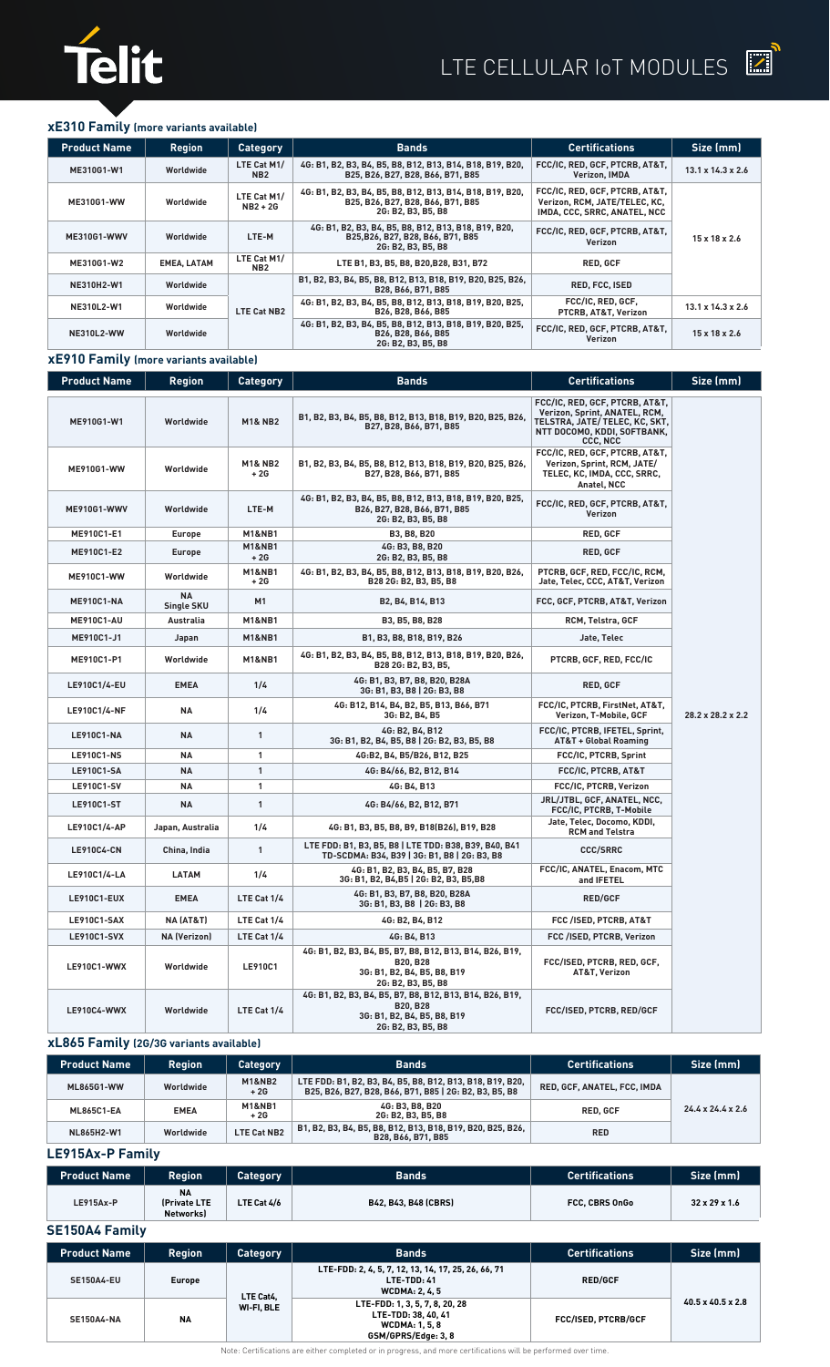# Telit

## LTE CELLULAR IoT MODULES

### xE310 Family (more variants available)

| Product Name | Region | Category | Bands | Certifications | Size (mm) |
|---|---|---|---|---|---|
| ME310G1-W1 | Worldwide | LTE Cat M1/ NB2 | 4G: B1, B2, B3, B4, B5, B8, B12, B13, B14, B18, B19, B20, B25, B26, B27, B28, B66, B71, B85 | FCC/IC, RED, GCF, PTCRB, AT&T, Verizon, IMDA | 13.1 x 14.3 x 2.6 |
| ME310G1-WW | Worldwide | LTE Cat M1/ NB2 + 2G | 4G: B1, B2, B3, B4, B5, B8, B12, B13, B14, B18, B19, B20, B25, B26, B27, B28, B66, B71, B85 2G: B2, B3, B5, B8 | FCC/IC, RED, GCF, PTCRB, AT&T, Verizon, RCM, JATE/TELEC, KC, IMDA, CCC, SRRC, ANATEL, NCC | 15 x 18 x 2.6 |
| ME310G1-WWV | Worldwide | LTE-M | 4G: B1, B2, B3, B4, B5, B8, B12, B13, B18, B19, B20, B25,B26, B27, B28, B66, B71, B85 2G: B2, B3, B5, B8 | FCC/IC, RED, GCF, PTCRB, AT&T, Verizon | |
| ME310G1-W2 | EMEA, LATAM | LTE Cat M1/ NB2 | LTE B1, B3, B5, B8, B20,B28, B31, B72 | RED, GCF | |
| NE310H2-W1 | Worldwide | LTE Cat NB2 | B1, B2, B3, B4, B5, B8, B12, B13, B18, B19, B20, B25, B26, B28, B66, B71, B85 | RED, FCC, ISED | |
| NE310L2-W1 | Worldwide | | 4G: B1, B2, B3, B4, B5, B8, B12, B13, B18, B19, B20, B25, B26, B28, B66, B85 | FCC/IC, RED, GCF, PTCRB, AT&T, Verizon | 13.1 x 14.3 x 2.6 |
| NE310L2-WW | Worldwide | | 4G: B1, B2, B3, B4, B5, B8, B12, B13, B18, B19, B20, B25, B26, B28, B66, B85 2G: B2, B3, B5, B8 | FCC/IC, RED, GCF, PTCRB, AT&T, Verizon | 15 x 18 x 2.6 |

### xE910 Family (more variants available)

| Product Name | Region | Category | Bands | Certifications | Size (mm) |
|---|---|---|---|---|---|
| ME910G1-W1 | Worldwide | M1& NB2 | B1, B2, B3, B4, B5, B8, B12, B13, B18, B19, B20, B25, B26, B27, B28, B66, B71, B85 | FCC/IC, RED, GCF, PTCRB, AT&T, Verizon, Sprint, ANATEL, RCM, TELSTRA, JATE/ TELEC, KC, SKT, NTT DOCOMO, KDDI, SOFTBANK, CCC, NCC | 28.2 x 28.2 x 2.2 |
| ME910G1-WW | Worldwide | M1& NB2 + 2G | B1, B2, B3, B4, B5, B8, B12, B13, B18, B19, B20, B25, B26, B27, B28, B66, B71, B85 | FCC/IC, RED, GCF, PTCRB, AT&T, Verizon, Sprint, RCM, JATE/ TELEC, KC, IMDA, CCC, SRRC, Anatel, NCC | |
| ME910G1-WWV | Worldwide | LTE-M | 4G: B1, B2, B3, B4, B5, B8, B12, B13, B18, B19, B20, B25, B26, B27, B28, B66, B71, B85 2G: B2, B3, B5, B8 | FCC/IC, RED, GCF, PTCRB, AT&T, Verizon | |
| ME910C1-E1 | Europe | M1&NB1 | B3, B8, B20 | RED, GCF | |
| ME910C1-E2 | Europe | M1&NB1 + 2G | 4G: B3, B8, B20 2G: B2, B3, B5, B8 | RED, GCF | |
| ME910C1-WW | Worldwide | M1&NB1 + 2G | 4G: B1, B2, B3, B4, B5, B8, B12, B13, B18, B19, B20, B26, B28 2G: B2, B3, B5, B8 | PTCRB, GCF, RED, FCC/IC, RCM, Jate, Telec, CCC, AT&T, Verizon | |
| ME910C1-NA | NA Single SKU | M1 | B2, B4, B14, B13 | FCC, GCF, PTCRB, AT&T, Verizon | |
| ME910C1-AU | Australia | M1&NB1 | B3, B5, B8, B28 | RCM, Telstra, GCF | |
| ME910C1-J1 | Japan | M1&NB1 | B1, B3, B8, B18, B19, B26 | Jate, Telec | |
| ME910C1-P1 | Worldwide | M1&NB1 | 4G: B1, B2, B3, B4, B5, B8, B12, B13, B18, B19, B20, B26, B28 2G: B2, B3, B5, | PTCRB, GCF, RED, FCC/IC | |
| LE910C1/4-EU | EMEA | 1/4 | 4G: B1, B3, B7, B8, B20, B28A 3G: B1, B3, B8 \| 2G: B3, B8 | RED, GCF | |
| LE910C1/4-NF | NA | 1/4 | 4G: B12, B14, B4, B2, B5, B13, B66, B71 3G: B2, B4, B5 | FCC/IC, PTCRB, FirstNet, AT&T, Verizon, T-Mobile, GCF | |
| LE910C1-NA | NA | 1 | 4G: B2, B4, B12 3G: B1, B2, B4, B5, B8 \| 2G: B2, B3, B5, B8 | FCC/IC, PTCRB, IFETEL, Sprint, AT&T + Global Roaming | |
| LE910C1-NS | NA | 1 | 4G:B2, B4, B5/B26, B12, B25 | FCC/IC, PTCRB, Sprint | |
| LE910C1-SA | NA | 1 | 4G: B4/66, B2, B12, B14 | FCC/IC, PTCRB, AT&T | |
| LE910C1-SV | NA | 1 | 4G: B4, B13 | FCC/IC, PTCRB, Verizon | |
| LE910C1-ST | NA | 1 | 4G: B4/66, B2, B12, B71 | JRL/JTBL, GCF, ANATEL, NCC, FCC/IC, PTCRB, T-Mobile | |
| LE910C1/4-AP | Japan, Australia | 1/4 | 4G: B1, B3, B5, B8, B9, B18(B26), B19, B28 | Jate, Telec, Docomo, KDDI, RCM and Telstra | |
| LE910C4-CN | China, India | 1 | LTE FDD: B1, B3, B5, B8 \| LTE TDD: B38, B39, B40, B41 TD-SCDMA: B34, B39 \| 3G: B1, B8 \| 2G: B3, B8 | CCC/SRRC | |
| LE910C1/4-LA | LATAM | 1/4 | 4G: B1, B2, B3, B4, B5, B7, B28 3G: B1, B2, B4,B5 \| 2G: B2, B3, B5,B8 | FCC/IC, ANATEL, Enacom, MTC and IFETEL | |
| LE910C1-EUX | EMEA | LTE Cat 1/4 | 4G: B1, B3, B7, B8, B20, B28A 3G: B1, B3, B8 \| 2G: B3, B8 | RED/GCF | |
| LE910C1-SAX | NA (AT&T) | LTE Cat 1/4 | 4G: B2, B4, B12 | FCC /ISED, PTCRB, AT&T | |
| LE910C1-SVX | NA (Verizon) | LTE Cat 1/4 | 4G: B4, B13 | FCC /ISED, PTCRB, Verizon | |
| LE910C1-WWX | Worldwide | LE910C1 | 4G: B1, B2, B3, B4, B5, B7, B8, B12, B13, B14, B26, B19, B20, B28 3G: B1, B2, B4, B5, B8, B19 2G: B2, B3, B5, B8 | FCC/ISED, PTCRB, RED, GCF, AT&T, Verizon | |
| LE910C4-WWX | Worldwide | LTE Cat 1/4 | 4G: B1, B2, B3, B4, B5, B7, B8, B12, B13, B14, B26, B19, B20, B28 3G: B1, B2, B4, B5, B8, B19 2G: B2, B3, B5, B8 | FCC/ISED, PTCRB, RED/GCF | |

### xL865 Family (2G/3G variants available)

| Product Name | Region | Category | Bands | Certifications | Size (mm) |
|---|---|---|---|---|---|
| ML865G1-WW | Worldwide | M1&NB2 + 2G | LTE FDD: B1, B2, B3, B4, B5, B8, B12, B13, B18, B19, B20, B25, B26, B27, B28, B66, B71, B85 \| 2G: B2, B3, B5, B8 | RED, GCF, ANATEL, FCC, IMDA | 24.4 x 24.4 x 2.6 |
| ML865C1-EA | EMEA | M1&NB1 + 2G | 4G: B3, B8, B20 2G: B2, B3, B5, B8 | RED, GCF | |
| NL865H2-W1 | Worldwide | LTE Cat NB2 | B1, B2, B3, B4, B5, B8, B12, B13, B18, B19, B20, B25, B26, B28, B66, B71, B85 | RED | |

### LE915Ax-P Family

| Product Name | Region | Category | Bands | Certifications | Size (mm) |
|---|---|---|---|---|---|
| LE915Ax-P | NA (Private LTE Networks) | LTE Cat 4/6 | B42, B43, B48 (CBRS) | FCC, CBRS OnGo | 32 x 29 x 1.6 |

### SE150A4 Family

| Product Name | Region | Category | Bands | Certifications | Size (mm) |
|---|---|---|---|---|---|
| SE150A4-EU | Europe | LTE Cat4, WI-FI, BLE | LTE-FDD: 2, 4, 5, 7, 12, 13, 14, 17, 25, 26, 66, 71 LTE-TDD: 41 WCDMA: 2, 4, 5 | RED/GCF | 40.5 x 40.5 x 2.8 |
| SE150A4-NA | NA | | LTE-FDD: 1, 3, 5, 7, 8, 20, 28 LTE-TDD: 38, 40, 41 WCDMA: 1, 5, 8 GSM/GPRS/Edge: 3, 8 | FCC/ISED, PTCRB/GCF | |

Note: Certifications are either completed or in progress, and more certifications will be performed over time.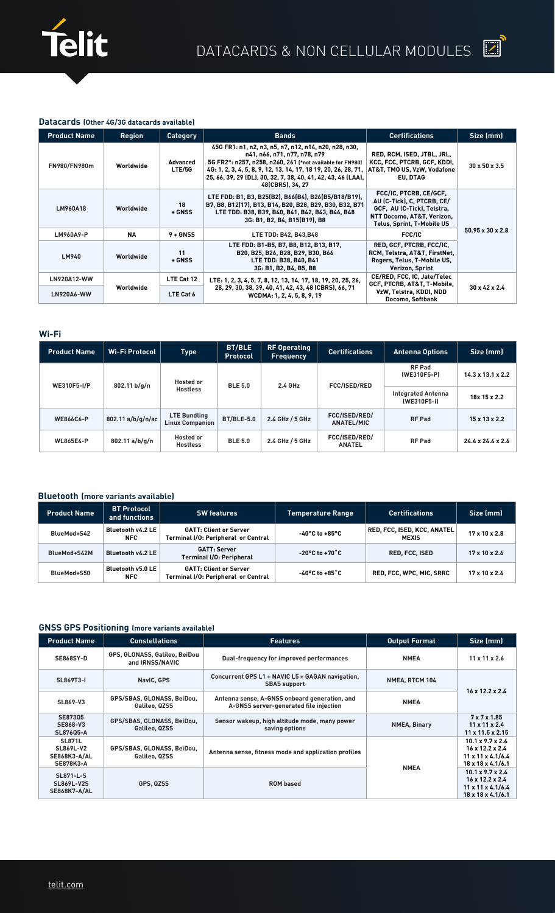# DATACARDS & NON CELLULAR MODULES

## Datacards (Other 4G/3G datacards available)

| Product Name | Region | Category | Bands | Certifications | Size (mm) |
|---|---|---|---|---|---|
| FN980/FN980m | Worldwide | Advanced LTE/5G | 45G FR1: n1, n2, n3, n5, n7, n12, n14, n20, n28, n30, n41, n66, n71, n77, n78, n79 5G FR2*: n257, n258, n260, 261 (*not available for FN980) 4G: 1, 2, 3, 4, 5, 8, 9, 12, 13, 14, 17, 18 19, 20, 26, 28, 71, 25, 66, 39, 29 (DL), 30, 32, 7, 38, 40, 41, 42, 43, 46 (LAA), 48(CBRS), 34, 27 | RED, RCM, ISED, JTBL, JRL, KCC, FCC, PTCRB, GCF, KDDI, AT&T, TMO US, VzW, Vodafone EU, DTAG | 30 x 50 x 3.5 |
| LM960A18 | Worldwide | 18 + GNSS | LTE FDD: B1, B3, B25(B2), B66(B4), B26(B5/B18/B19), B7, B8, B12(17), B13, B14, B20, B28, B29, B30, B32, B71 LTE TDD: B38, B39, B40, B41, B42, B43, B46, B48 3G: B1, B2, B4, B15(B19), B8 | FCC/IC, PTCRB, CE/GCF, AU (C-Tick), C, PTCRB, CE/GCF, AU (C-Tick), Telstra, NTT Docomo, AT&T, Verizon, Telus, Sprint, T-Mobile US | 50.95 x 30 x 2.8 |
| LM960A9-P | NA | 9 + GNSS | LTE TDD: B42, B43,B48 | FCC/IC | |
| LM940 | Worldwide | 11 + GNSS | LTE FDD: B1-B5, B7, B8, B12, B13, B17, B20, B25, B26, B28, B29, B30, B66 LTE TDD: B38, B40, B41 3G: B1, B2, B4, B5, B8 | RED, GCF, PTCRB, FCC/IC, RCM, Telstra, AT&T, FirstNet, Rogers, Telus, T-Mobile US, Verizon, Sprint | |
| LN920A12-WW | Worldwide | LTE Cat 12 | LTE: 1, 2, 3, 4, 5, 7, 8, 12, 13, 14, 17, 18, 19, 20, 25, 26, 28, 29, 30, 38, 39, 40, 41, 42, 43, 48 (CBRS), 66, 71 WCDMA: 1, 2, 4, 5, 8, 9, 19 | CE/RED, FCC, IC, Jate/Telec GCF, PTCRB, AT&T, T-Mobile, VzW, Telstra, KDDI, NDD Docomo, Softbank | 30 x 42 x 2.4 |
| LN920A6-WW | | LTE Cat 6 | | | |

## Wi-Fi

| Product Name | Wi-Fi Protocol | Type | BT/BLE Protocol | RF Operating Frequency | Certifications | Antenna Options | Size (mm) |
|---|---|---|---|---|---|---|---|
| WE310F5-I/P | 802.11 b/g/n | Hosted or Hostless | BLE 5.0 | 2.4 GHz | FCC/ISED/RED | RF Pad (WE310F5-P) | 14.3 x 13.1 x 2.2 |
| | | | | | | Integrated Antenna (WE310F5-I) | 18x 15 x 2.2 |
| WE866C6-P | 802.11 a/b/g/n/ac | LTE Bundling Linux Companion | BT/BLE-5.0 | 2.4 GHz / 5 GHz | FCC/ISED/RED/ ANATEL/MIC | RF Pad | 15 x 13 x 2.2 |
| WL865E4-P | 802.11 a/b/g/n | Hosted or Hostless | BLE 5.0 | 2.4 GHz / 5 GHz | FCC/ISED/RED/ ANATEL | RF Pad | 24.4 x 24.4 x 2.6 |

## Bluetooth (more variants available)

| Product Name | BT Protocol and functions | SW features | Temperature Range | Certifications | Size (mm) |
|---|---|---|---|---|---|
| BlueMod+S42 | Bluetooth v4.2 LE NFC | GATT: Client or Server Terminal I/O: Peripheral or Central | -40°C to +85°C | RED, FCC, ISED, KCC, ANATEL MEXIS | 17 x 10 x 2.8 |
| BlueMod+S42M | Bluetooth v4.2 LE | GATT: Server Terminal I/O: Peripheral | -20°C to +70°C | RED, FCC, ISED | 17 x 10 x 2.6 |
| BlueMod+S50 | Bluetooth v5.0 LE NFC | GATT: Client or Server Terminal I/O: Peripheral or Central | -40°C to +85°C | RED, FCC, WPC, MIC, SRRC | 17 x 10 x 2.6 |

## GNSS GPS Positioning (more variants available)

| Product Name | Constellations | Features | Output Format | Size (mm) |
|---|---|---|---|---|
| SE868SY-D | GPS, GLONASS, Galileo, BeiDou and IRNSS/NAVIC | Dual-frequency for improved performances | NMEA | 11 x 11 x 2.6 |
| SL869T3-I | NavIC, GPS | Concurrent GPS L1 + NAVIC L5 + GAGAN navigation, SBAS support | NMEA, RTCM 104 | 16 x 12.2 x 2.4 |
| SL869-V3 | GPS/SBAS, GLONASS, BeiDou, Galileo, QZSS | Antenna sense, A-GNSS onboard generation, and A-GNSS server-generated file injection | NMEA | |
| SE873Q5 SE868-V3 SL876Q5-A | GPS/SBAS, GLONASS, BeiDou, Galileo, QZSS | Sensor wakeup, high altitude mode, many power saving options | NMEA, Binary | 7 x 7 x 1.85 11 x 11 x 2.4 11 x 11.5 x 2.15 |
| SL871L SL869L-V2 SE868K3-A/AL SE878K3-A | GPS/SBAS, GLONASS, BeiDou, Galileo, QZSS | Antenna sense, fitness mode and application profiles | NMEA | 10.1 x 9.7 x 2.4 16 x 12.2 x 2.4 11 x 11 x 4.1/6.4 18 x 18 x 4.1/6.1 |
| SL871-L-S SL869L-V2S SE868K7-A/AL | GPS, QZSS | ROM based | | 10.1 x 9.7 x 2.4 16 x 12.2 x 2.4 11 x 11 x 4.1/6.4 18 x 18 x 4.1/6.1 |

telit.com